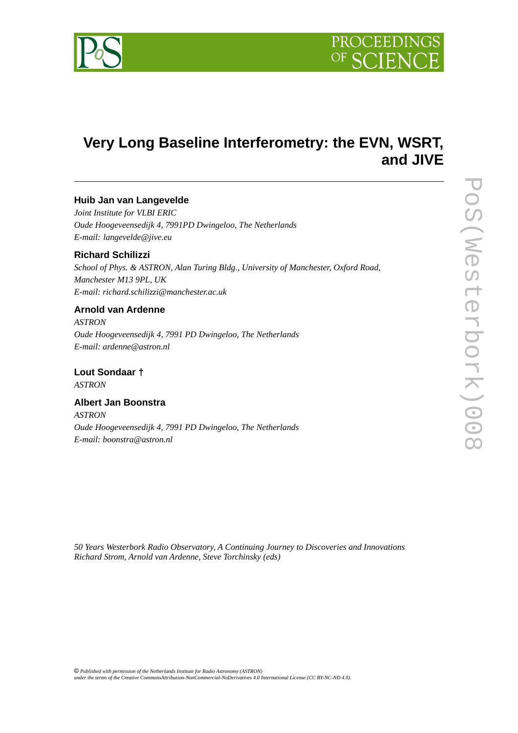# Very Long Baseline Interferometry: the EVN, WSRT, and JIVE

**Huib Jan van Langevelde**
*Joint Institute for VLBI ERIC*
*Oude Hoogeveensedijk 4, 7991PD Dwingeloo, The Netherlands*
*E-mail: langevelde@jive.eu*

**Richard Schilizzi**
*School of Phys. & ASTRON, Alan Turing Bldg., University of Manchester, Oxford Road, Manchester M13 9PL, UK*
*E-mail: richard.schilizzi@manchester.ac.uk*

**Arnold van Ardenne**
*ASTRON*
*Oude Hoogeveensedijk 4, 7991 PD Dwingeloo, The Netherlands*
*E-mail: ardenne@astron.nl*

**Lout Sondaar †**
*ASTRON*

**Albert Jan Boonstra**
*ASTRON*
*Oude Hoogeveensedijk 4, 7991 PD Dwingeloo, The Netherlands*
*E-mail: boonstra@astron.nl*

*50 Years Westerbork Radio Observatory, A Continuing Journey to Discoveries and Innovations*
*Richard Strom, Arnold van Ardenne, Steve Torchinsky (eds)*

© *Published with permission of the Netherlands Institute for Radio Astronomy (ASTRON) under the terms of the Creative CommonsAttribution-NonCommercial-NoDerivatives 4.0 International License (CC BY-NC-ND 4.0).*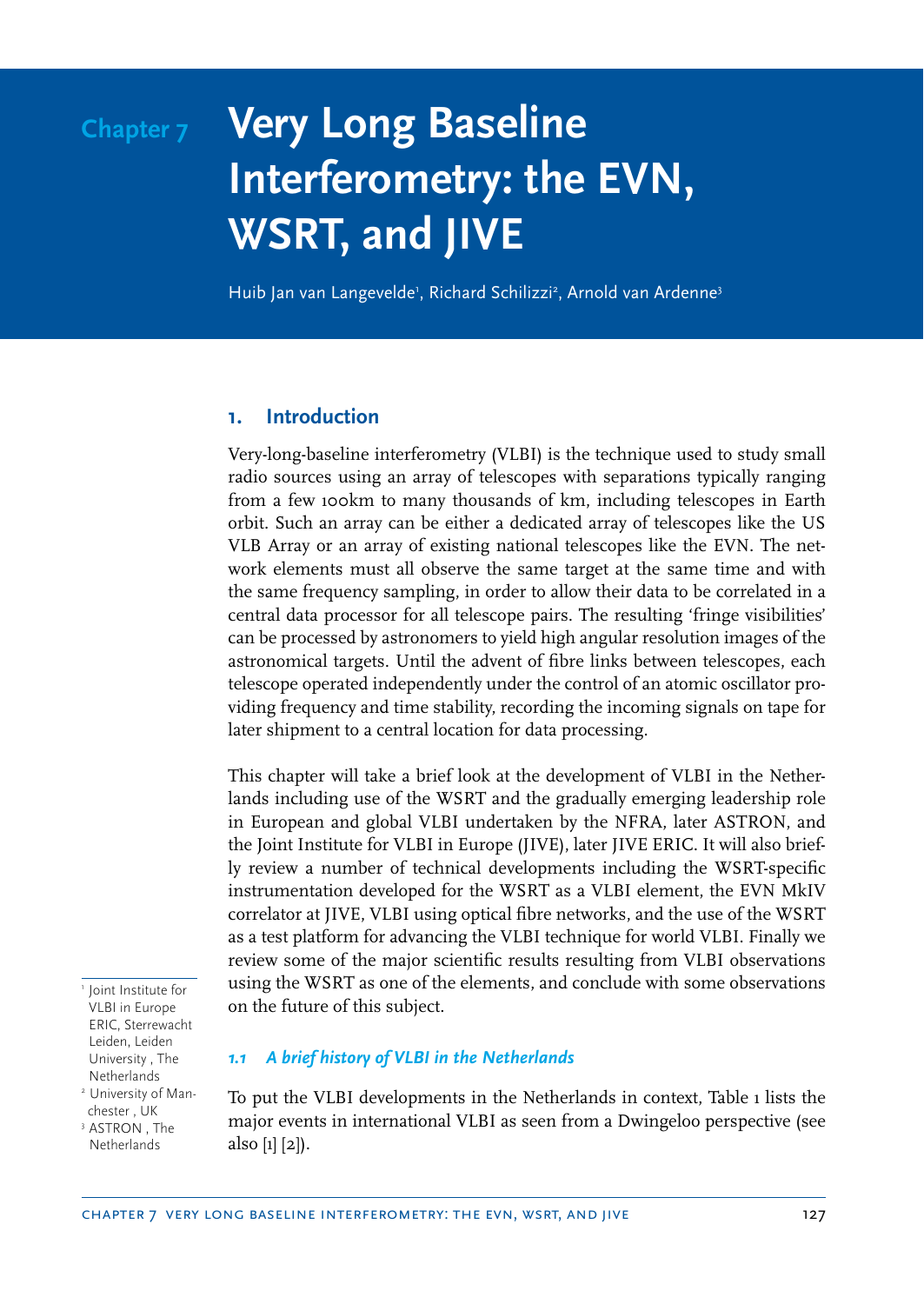# Chapter 7 Very Long Baseline Interferometry: the EVN, WSRT, and JIVE

Huib Jan van Langevelde[1], Richard Schilizzi[2], Arnold van Ardenne[3]

## 1. Introduction

Very-long-baseline interferometry (VLBI) is the technique used to study small radio sources using an array of telescopes with separations typically ranging from a few 100km to many thousands of km, including telescopes in Earth orbit. Such an array can be either a dedicated array of telescopes like the US VLB Array or an array of existing national telescopes like the EVN. The network elements must all observe the same target at the same time and with the same frequency sampling, in order to allow their data to be correlated in a central data processor for all telescope pairs. The resulting 'fringe visibilities' can be processed by astronomers to yield high angular resolution images of the astronomical targets. Until the advent of fibre links between telescopes, each telescope operated independently under the control of an atomic oscillator providing frequency and time stability, recording the incoming signals on tape for later shipment to a central location for data processing.

This chapter will take a brief look at the development of VLBI in the Netherlands including use of the WSRT and the gradually emerging leadership role in European and global VLBI undertaken by the NFRA, later ASTRON, and the Joint Institute for VLBI in Europe (JIVE), later JIVE ERIC. It will also briefly review a number of technical developments including the WSRT-specific instrumentation developed for the WSRT as a VLBI element, the EVN MkIV correlator at JIVE, VLBI using optical fibre networks, and the use of the WSRT as a test platform for advancing the VLBI technique for world VLBI. Finally we review some of the major scientific results resulting from VLBI observations using the WSRT as one of the elements, and conclude with some observations on the future of this subject.

[1] Joint Institute for VLBI in Europe ERIC, Sterrewacht Leiden, Leiden University , The Netherlands
[2] University of Manchester , UK
[3] ASTRON , The Netherlands

### *1.1 A brief history of VLBI in the Netherlands*

To put the VLBI developments in the Netherlands in context, Table 1 lists the major events in international VLBI as seen from a Dwingeloo perspective (see also [1] [2]).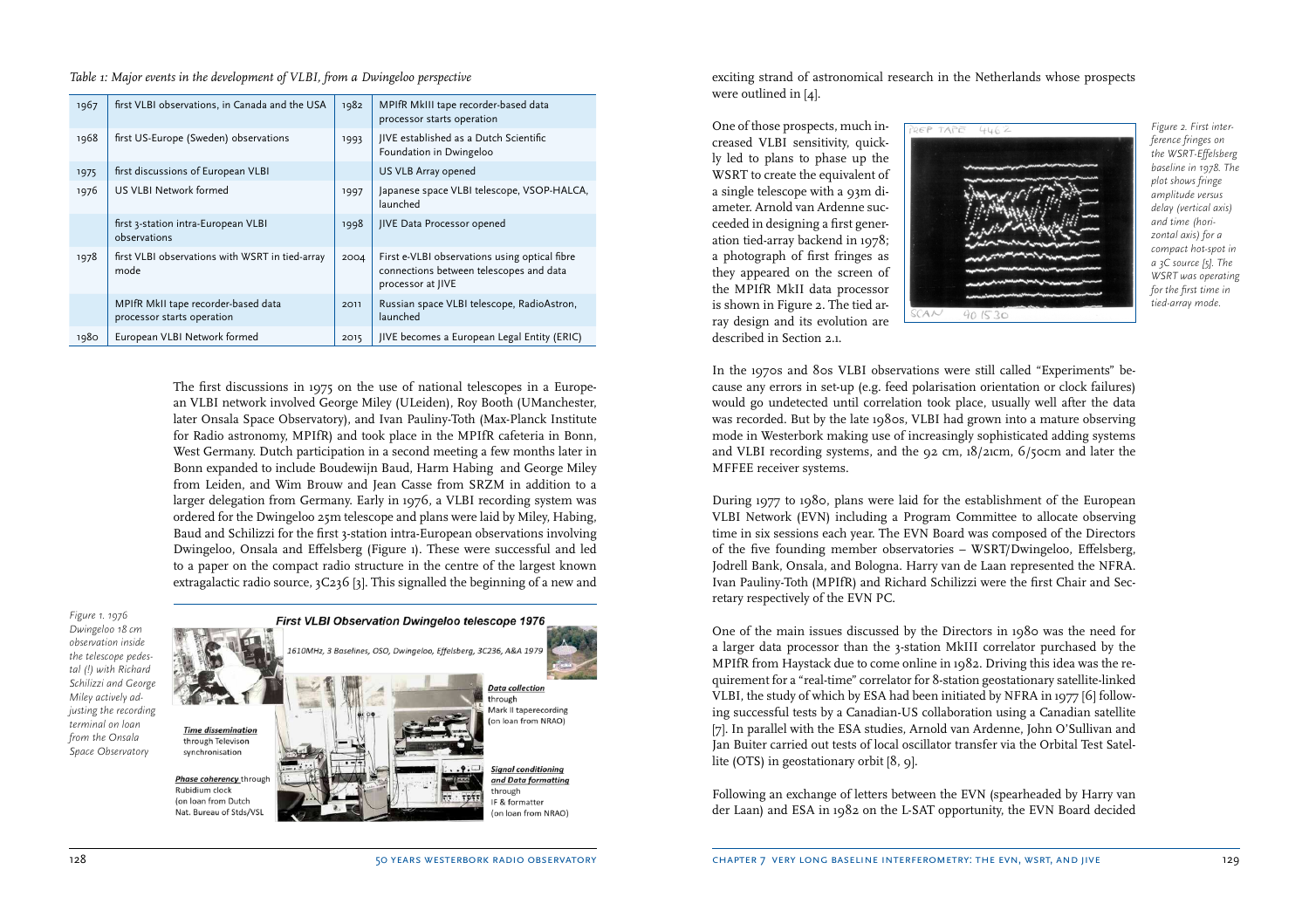*Table 1: Major events in the development of VLBI, from a Dwingeloo perspective*

| | | | |
|---|---|---|---|
| 1967 | first VLBI observations, in Canada and the USA | 1982 | MPIfR MkIII tape recorder-based data processor starts operation |
| 1968 | first US-Europe (Sweden) observations | 1993 | JIVE established as a Dutch Scientific Foundation in Dwingeloo |
| 1975 | first discussions of European VLBI | | US VLB Array opened |
| 1976 | US VLBI Network formed | 1997 | Japanese space VLBI telescope, VSOP-HALCA, launched |
| | first 3-station intra-European VLBI observations | 1998 | JIVE Data Processor opened |
| 1978 | first VLBI observations with WSRT in tied-array mode | 2004 | First e-VLBI observations using optical fibre connections between telescopes and data processor at JIVE |
| | MPIfR MkII tape recorder-based data processor starts operation | 2011 | Russian space VLBI telescope, RadioAstron, launched |
| 1980 | European VLBI Network formed | 2015 | JIVE becomes a European Legal Entity (ERIC) |

The first discussions in 1975 on the use of national telescopes in a European VLBI network involved George Miley (ULeiden), Roy Booth (UManchester, later Onsala Space Observatory), and Ivan Pauliny-Toth (Max-Planck Institute for Radio astronomy, MPIfR) and took place in the MPIfR cafeteria in Bonn, West Germany. Dutch participation in a second meeting a few months later in Bonn expanded to include Boudewijn Baud, Harm Habing and George Miley from Leiden, and Wim Brouw and Jean Casse from SRZM in addition to a larger delegation from Germany. Early in 1976, a VLBI recording system was ordered for the Dwingeloo 25m telescope and plans were laid by Miley, Habing, Baud and Schilizzi for the first 3-station intra-European observations involving Dwingeloo, Onsala and Effelsberg (Figure 1). These were successful and led to a paper on the compact radio structure in the centre of the largest known extragalactic radio source, 3C236 [3]. This signalled the beginning of a new and exciting strand of astronomical research in the Netherlands whose prospects were outlined in [4].

*Figure 1. 1976 Dwingeloo 18 cm observation inside the telescope pedestal (!) with Richard Schilizzi and George Miley actively adjusting the recording terminal on loan from the Onsala Space Observatory*

One of those prospects, much increased VLBI sensitivity, quickly led to plans to phase up the WSRT to create the equivalent of a single telescope with a 93m diameter. Arnold van Ardenne succeeded in designing a first generation tied-array backend in 1978; a photograph of first fringes as they appeared on the screen of the MPIfR MkII data processor is shown in Figure 2. The tied array design and its evolution are described in Section 2.1.

*Figure 2. First interference fringes on the WSRT-Effelsberg baseline in 1978. The plot shows fringe amplitude versus delay (vertical axis) and time (horizontal axis) for a compact hot-spot in a 3C source [5]. The WSRT was operating for the first time in tied-array mode.*

In the 1970s and 80s VLBI observations were still called "Experiments" because any errors in set-up (e.g. feed polarisation orientation or clock failures) would go undetected until correlation took place, usually well after the data was recorded. But by the late 1980s, VLBI had grown into a mature observing mode in Westerbork making use of increasingly sophisticated adding systems and VLBI recording systems, and the 92 cm, 18/21cm, 6/50cm and later the MFFEE receiver systems.

During 1977 to 1980, plans were laid for the establishment of the European VLBI Network (EVN) including a Program Committee to allocate observing time in six sessions each year. The EVN Board was composed of the Directors of the five founding member observatories – WSRT/Dwingeloo, Effelsberg, Jodrell Bank, Onsala, and Bologna. Harry van de Laan represented the NFRA. Ivan Pauliny-Toth (MPIfR) and Richard Schilizzi were the first Chair and Secretary respectively of the EVN PC.

One of the main issues discussed by the Directors in 1980 was the need for a larger data processor than the 3-station MkIII correlator purchased by the MPIfR from Haystack due to come online in 1982. Driving this idea was the requirement for a "real-time" correlator for 8-station geostationary satellite-linked VLBI, the study of which by ESA had been initiated by NFRA in 1977 [6] following successful tests by a Canadian-US collaboration using a Canadian satellite [7]. In parallel with the ESA studies, Arnold van Ardenne, John O'Sullivan and Jan Buiter carried out tests of local oscillator transfer via the Orbital Test Satellite (OTS) in geostationary orbit [8, 9].

Following an exchange of letters between the EVN (spearheaded by Harry van der Laan) and ESA in 1982 on the L-SAT opportunity, the EVN Board decided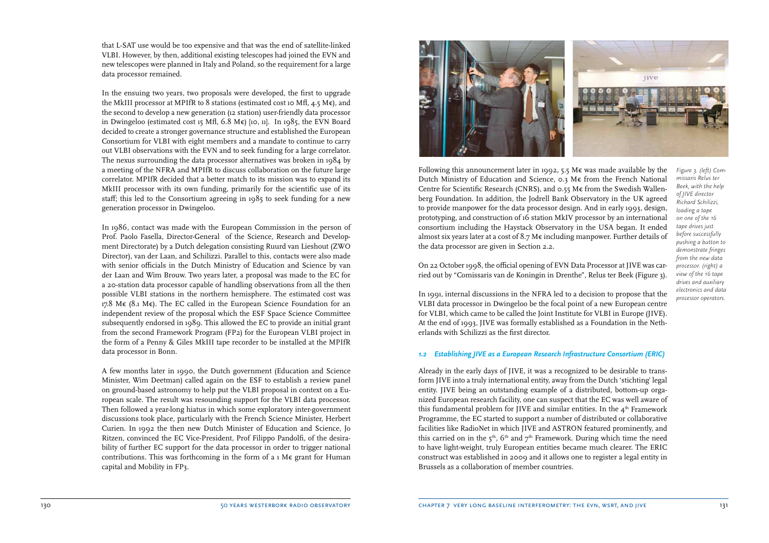that L-SAT use would be too expensive and that was the end of satellite-linked VLBI. However, by then, additional existing telescopes had joined the EVN and new telescopes were planned in Italy and Poland, so the requirement for a large data processor remained.

In the ensuing two years, two proposals were developed, the first to upgrade the MkIII processor at MPIfR to 8 stations (estimated cost 10 Mfl, 4.5 M€), and the second to develop a new generation (12 station) user-friendly data processor in Dwingeloo (estimated cost 15 Mfl, 6.8 M€) [10, 11]. In 1985, the EVN Board decided to create a stronger governance structure and established the European Consortium for VLBI with eight members and a mandate to continue to carry out VLBI observations with the EVN and to seek funding for a large correlator. The nexus surrounding the data processor alternatives was broken in 1984 by a meeting of the NFRA and MPIfR to discuss collaboration on the future large correlator. MPIfR decided that a better match to its mission was to expand its MkIII processor with its own funding, primarily for the scientific use of its staff; this led to the Consortium agreeing in 1985 to seek funding for a new generation processor in Dwingeloo.

In 1986, contact was made with the European Commission in the person of Prof. Paolo Fasella, Director-General of the Science, Research and Development Directorate) by a Dutch delegation consisting Ruurd van Lieshout (ZWO Director), van der Laan, and Schilizzi. Parallel to this, contacts were also made with senior officials in the Dutch Ministry of Education and Science by van der Laan and Wim Brouw. Two years later, a proposal was made to the EC for a 20-station data processor capable of handling observations from all the then possible VLBI stations in the northern hemisphere. The estimated cost was 17.8 M€ (8.1 M€). The EC called in the European Science Foundation for an independent review of the proposal which the ESF Space Science Committee subsequently endorsed in 1989. This allowed the EC to provide an initial grant from the second Framework Program (FP2) for the European VLBI project in the form of a Penny & Giles MkIII tape recorder to be installed at the MPIfR data processor in Bonn.

A few months later in 1990, the Dutch government (Education and Science Minister, Wim Deetman) called again on the ESF to establish a review panel on ground-based astronomy to help put the VLBI proposal in context on a European scale. The result was resounding support for the VLBI data processor. Then followed a year-long hiatus in which some exploratory inter-government discussions took place, particularly with the French Science Minister, Herbert Curien. In 1992 the then new Dutch Minister of Education and Science, Jo Ritzen, convinced the EC Vice-President, Prof Filippo Pandolfi, of the desirability of further EC support for the data processor in order to trigger national contributions. This was forthcoming in the form of a 1 M€ grant for Human capital and Mobility in FP3.

Following this announcement later in 1992, 5.5 M€ was made available by the Dutch Ministry of Education and Science, 0.3 M€ from the French National Centre for Scientific Research (CNRS), and 0.55 M€ from the Swedish Wallenberg Foundation. In addition, the Jodrell Bank Observatory in the UK agreed to provide manpower for the data processor design. And in early 1993, design, prototyping, and construction of 16 station MkIV processor by an international consortium including the Haystack Observatory in the USA began. It ended almost six years later at a cost of 8.7 M€ including manpower. Further details of the data processor are given in Section 2.2.

On 22 October 1998, the official opening of EVN Data Processor at JIVE was carried out by "Comissaris van de Koningin in Drenthe", Relus ter Beek (Figure 3).

*Figure 3. (left) Commissaris Relus ter Beek, with the help of JIVE director Richard Schilizzi, loading a tape on one of the 16 tape drives just before successfully pushing a button to demonstrate fringes from the new data processor. (right) a view of the 16 tape drives and auxiliary electronics and data processor operators.*

In 1991, internal discussions in the NFRA led to a decision to propose that the VLBI data processor in Dwingeloo be the focal point of a new European centre for VLBI, which came to be called the Joint Institute for VLBI in Europe (JIVE). At the end of 1993, JIVE was formally established as a Foundation in the Netherlands with Schilizzi as the first director.

### 1.2 Establishing JIVE as a European Research Infrastructure Consortium (ERIC)

Already in the early days of JIVE, it was a recognized to be desirable to transform JIVE into a truly international entity, away from the Dutch 'stichting' legal entity. JIVE being an outstanding example of a distributed, bottom-up organized European research facility, one can suspect that the EC was well aware of this fundamental problem for JIVE and similar entities. In the 4th Framework Programme, the EC started to support a number of distributed or collaborative facilities like RadioNet in which JIVE and ASTRON featured prominently, and this carried on in the 5th, 6th and 7th Framework. During which time the need to have light-weight, truly European entities became much clearer. The ERIC construct was established in 2009 and it allows one to register a legal entity in Brussels as a collaboration of member countries.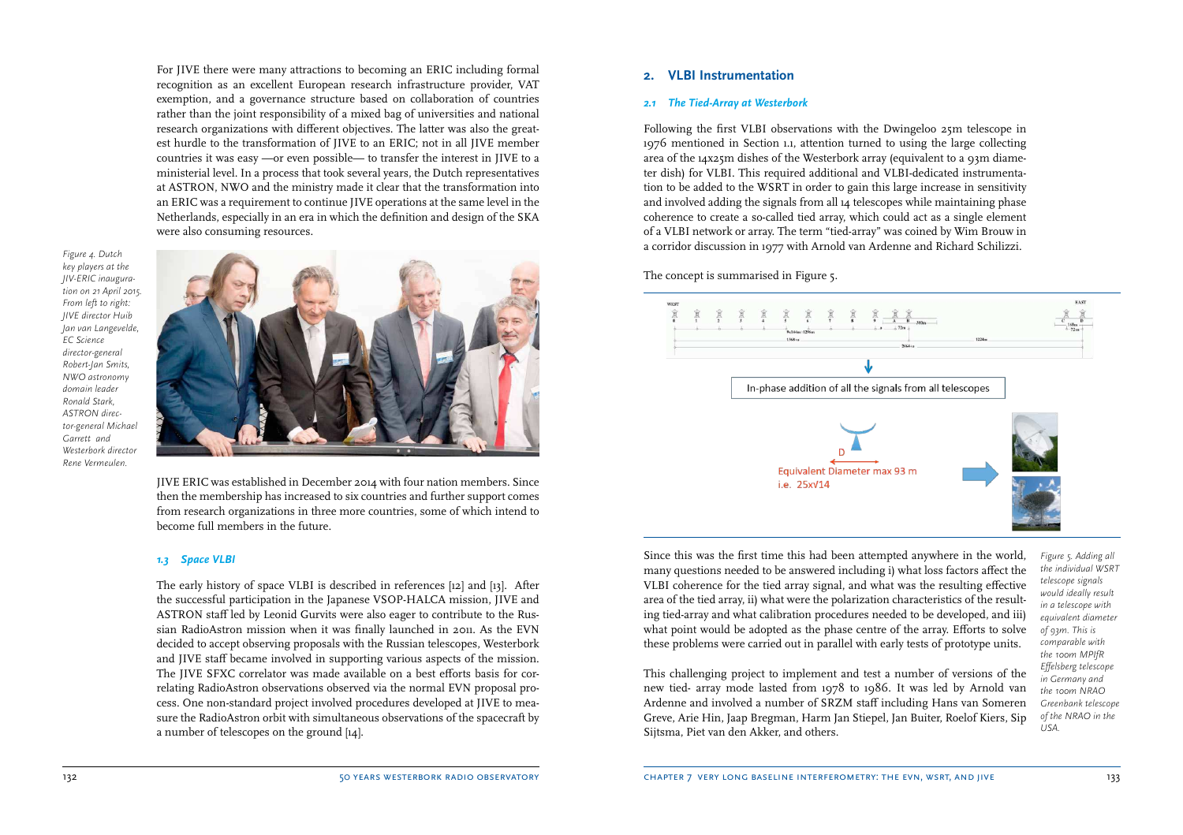For JIVE there were many attractions to becoming an ERIC including formal recognition as an excellent European research infrastructure provider, VAT exemption, and a governance structure based on collaboration of countries rather than the joint responsibility of a mixed bag of universities and national research organizations with different objectives. The latter was also the greatest hurdle to the transformation of JIVE to an ERIC; not in all JIVE member countries it was easy —or even possible— to transfer the interest in JIVE to a ministerial level. In a process that took several years, the Dutch representatives at ASTRON, NWO and the ministry made it clear that the transformation into an ERIC was a requirement to continue JIVE operations at the same level in the Netherlands, especially in an era in which the definition and design of the SKA were also consuming resources.

*Figure 4. Dutch key players at the JIV-ERIC inauguration on 21 April 2015. From left to right: JIVE director Huib Jan van Langevelde, EC Science director-general Robert-Jan Smits, NWO astronomy domain leader Ronald Stark, ASTRON director-general Michael Garrett and Westerbork director Rene Vermeulen.*

JIVE ERIC was established in December 2014 with four nation members. Since then the membership has increased to six countries and further support comes from research organizations in three more countries, some of which intend to become full members in the future.

### *1.3 Space VLBI*

The early history of space VLBI is described in references [12] and [13]. After the successful participation in the Japanese VSOP-HALCA mission, JIVE and ASTRON staff led by Leonid Gurvits were also eager to contribute to the Russian RadioAstron mission when it was finally launched in 2011. As the EVN decided to accept observing proposals with the Russian telescopes, Westerbork and JIVE staff became involved in supporting various aspects of the mission. The JIVE SFXC correlator was made available on a best efforts basis for correlating RadioAstron observations observed via the normal EVN proposal process. One non-standard project involved procedures developed at JIVE to measure the RadioAstron orbit with simultaneous observations of the spacecraft by a number of telescopes on the ground [14].

## 2. VLBI Instrumentation

### *2.1 The Tied-Array at Westerbork*

Following the first VLBI observations with the Dwingeloo 25m telescope in 1976 mentioned in Section 1.1, attention turned to using the large collecting area of the Westerbork array (equivalent to a 93m diameter dish) for VLBI. This required additional and VLBI-dedicated instrumentation to be added to the WSRT in order to gain this large increase in sensitivity and involved adding the signals from all 14 telescopes while maintaining phase coherence to create a so-called tied array, which could act as a single element of a VLBI network or array. The term "tied-array" was coined by Wim Brouw in a corridor discussion in 1977 with Arnold van Ardenne and Richard Schilizzi.

The concept is summarised in Figure 5.

In-phase addition of all the signals from all telescopes

D

Equivalent Diameter max 93 m
i.e. 25x√14

*Figure 5. Adding all the individual WSRT telescope signals would ideally result in a telescope with equivalent diameter of 93m. This is comparable with the 100m MPIfR Effelsberg telescope in Germany and the 100m NRAO Greenbank telescope of the NRAO in the USA.*

Since this was the first time this had been attempted anywhere in the world, many questions needed to be answered including i) what loss factors affect the VLBI coherence for the tied array signal, and what was the resulting effective area of the tied array, ii) what were the polarization characteristics of the resulting tied-array and what calibration procedures needed to be developed, and iii) what point would be adopted as the phase centre of the array. Efforts to solve these problems were carried out in parallel with early tests of prototype units.

This challenging project to implement and test a number of versions of the new tied- array mode lasted from 1978 to 1986. It was led by Arnold van Ardenne and involved a number of SRZM staff including Hans van Someren Greve, Arie Hin, Jaap Bregman, Harm Jan Stiepel, Jan Buiter, Roelof Kiers, Sip Sijtsma, Piet van den Akker, and others.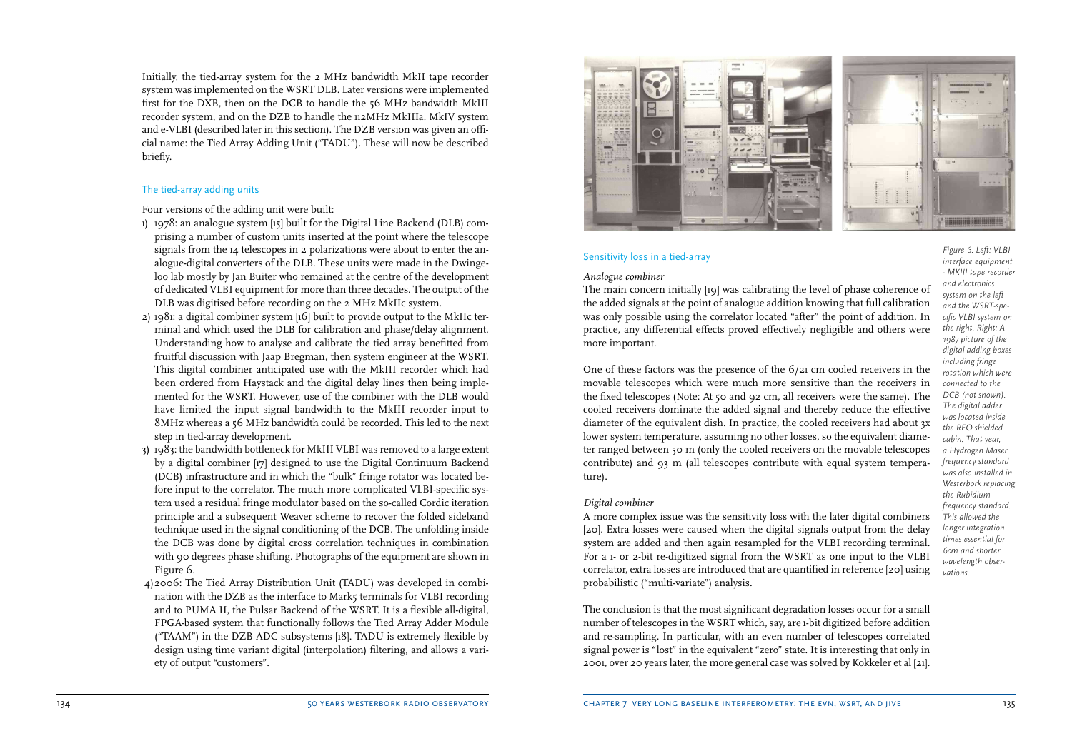Initially, the tied-array system for the 2 MHz bandwidth MkII tape recorder system was implemented on the WSRT DLB. Later versions were implemented first for the DXB, then on the DCB to handle the 56 MHz bandwidth MkIII recorder system, and on the DZB to handle the 112MHz MkIIIa, MkIV system and e-VLBI (described later in this section). The DZB version was given an official name: the Tied Array Adding Unit ("TADU"). These will now be described briefly.

## The tied-array adding units

Four versions of the adding unit were built:

1) 1978: an analogue system [15] built for the Digital Line Backend (DLB) comprising a number of custom units inserted at the point where the telescope signals from the 14 telescopes in 2 polarizations were about to enter the analogue-digital converters of the DLB. These units were made in the Dwingeloo lab mostly by Jan Buiter who remained at the centre of the development of dedicated VLBI equipment for more than three decades. The output of the DLB was digitised before recording on the 2 MHz MkIIc system.
2) 1981: a digital combiner system [16] built to provide output to the MkIIc terminal and which used the DLB for calibration and phase/delay alignment. Understanding how to analyse and calibrate the tied array benefitted from fruitful discussion with Jaap Bregman, then system engineer at the WSRT. This digital combiner anticipated use with the MkIII recorder which had been ordered from Haystack and the digital delay lines then being implemented for the WSRT. However, use of the combiner with the DLB would have limited the input signal bandwidth to the MkIII recorder input to 8MHz whereas a 56 MHz bandwidth could be recorded. This led to the next step in tied-array development.
3) 1983: the bandwidth bottleneck for MkIII VLBI was removed to a large extent by a digital combiner [17] designed to use the Digital Continuum Backend (DCB) infrastructure and in which the "bulk" fringe rotator was located before input to the correlator. The much more complicated VLBI-specific system used a residual fringe modulator based on the so-called Cordic iteration principle and a subsequent Weaver scheme to recover the folded sideband technique used in the signal conditioning of the DCB. The unfolding inside the DCB was done by digital cross correlation techniques in combination with 90 degrees phase shifting. Photographs of the equipment are shown in Figure 6.
4) 2006: The Tied Array Distribution Unit (TADU) was developed in combination with the DZB as the interface to Mark5 terminals for VLBI recording and to PUMA II, the Pulsar Backend of the WSRT. It is a flexible all-digital, FPGA-based system that functionally follows the Tied Array Adder Module ("TAAM") in the DZB ADC subsystems [18]. TADU is extremely flexible by design using time variant digital (interpolation) filtering, and allows a variety of output "customers".

*Figure 6. Left: VLBI interface equipment - MKIII tape recorder and electronics system on the left and the WSRT-specific VLBI system on the right. Right: A 1987 picture of the digital adding boxes including fringe rotation which were connected to the DCB (not shown). The digital adder was located inside the RFO shielded cabin. That year, a Hydrogen Maser frequency standard was also installed in Westerbork replacing the Rubidium frequency standard. This allowed the longer integration times essential for 6cm and shorter wavelength observations.*

## Sensitivity loss in a tied-array

### *Analogue combiner*

The main concern initially [19] was calibrating the level of phase coherence of the added signals at the point of analogue addition knowing that full calibration was only possible using the correlator located "after" the point of addition. In practice, any differential effects proved effectively negligible and others were more important.

One of these factors was the presence of the 6/21 cm cooled receivers in the movable telescopes which were much more sensitive than the receivers in the fixed telescopes (Note: At 50 and 92 cm, all receivers were the same). The cooled receivers dominate the added signal and thereby reduce the effective diameter of the equivalent dish. In practice, the cooled receivers had about 3x lower system temperature, assuming no other losses, so the equivalent diameter ranged between 50 m (only the cooled receivers on the movable telescopes contribute) and 93 m (all telescopes contribute with equal system temperature).

### *Digital combiner*

A more complex issue was the sensitivity loss with the later digital combiners [20]. Extra losses were caused when the digital signals output from the delay system are added and then again resampled for the VLBI recording terminal. For a 1- or 2-bit re-digitized signal from the WSRT as one input to the VLBI correlator, extra losses are introduced that are quantified in reference [20] using probabilistic ("multi-variate") analysis.

The conclusion is that the most significant degradation losses occur for a small number of telescopes in the WSRT which, say, are 1-bit digitized before addition and re-sampling. In particular, with an even number of telescopes correlated signal power is "lost" in the equivalent "zero" state. It is interesting that only in 2001, over 20 years later, the more general case was solved by Kokkeler et al [21].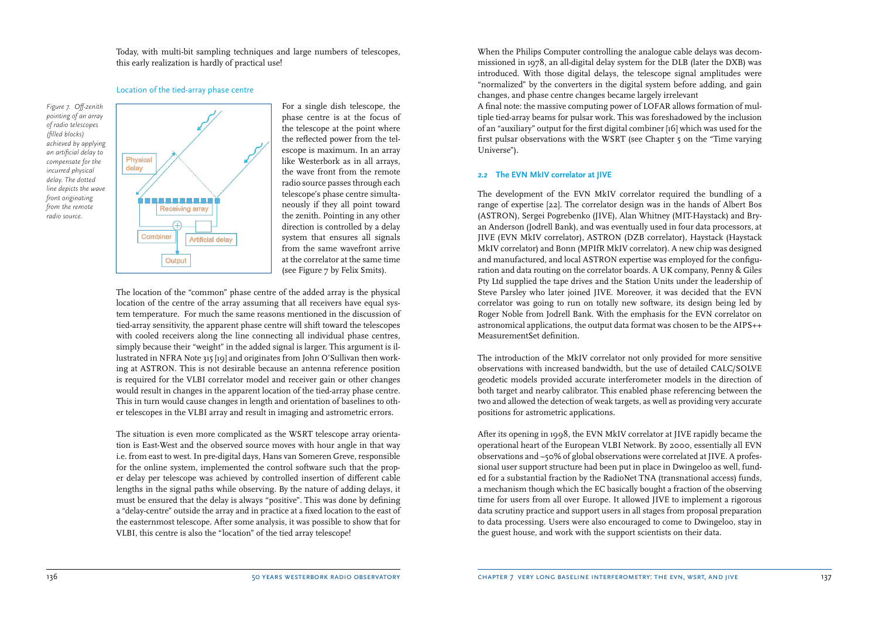Today, with multi-bit sampling techniques and large numbers of telescopes, this early realization is hardly of practical use!

### Location of the tied-array phase centre

*Figure 7. Off-zenith pointing of an array of radio telescopes (filled blocks) achieved by applying an artificial delay to compensate for the incurred physical delay. The dotted line depicts the wave front originating from the remote radio source.*

For a single dish telescope, the phase centre is at the focus of the telescope at the point where the reflected power from the telescope is maximum. In an array like Westerbork as in all arrays, the wave front from the remote radio source passes through each telescope's phase centre simultaneously if they all point toward the zenith. Pointing in any other direction is controlled by a delay system that ensures all signals from the same wavefront arrive at the correlator at the same time (see Figure 7 by Felix Smits).

The location of the "common" phase centre of the added array is the physical location of the centre of the array assuming that all receivers have equal system temperature. For much the same reasons mentioned in the discussion of tied-array sensitivity, the apparent phase centre will shift toward the telescopes with cooled receivers along the line connecting all individual phase centres, simply because their "weight" in the added signal is larger. This argument is illustrated in NFRA Note 315 [19] and originates from John O'Sullivan then working at ASTRON. This is not desirable because an antenna reference position is required for the VLBI correlator model and receiver gain or other changes would result in changes in the apparent location of the tied-array phase centre. This in turn would cause changes in length and orientation of baselines to other telescopes in the VLBI array and result in imaging and astrometric errors.

The situation is even more complicated as the WSRT telescope array orientation is East-West and the observed source moves with hour angle in that way i.e. from east to west. In pre-digital days, Hans van Someren Greve, responsible for the online system, implemented the control software such that the proper delay per telescope was achieved by controlled insertion of different cable lengths in the signal paths while observing. By the nature of adding delays, it must be ensured that the delay is always "positive". This was done by defining a "delay-centre" outside the array and in practice at a fixed location to the east of the easternmost telescope. After some analysis, it was possible to show that for VLBI, this centre is also the "location" of the tied array telescope!

When the Philips Computer controlling the analogue cable delays was decommissioned in 1978, an all-digital delay system for the DLB (later the DXB) was introduced. With those digital delays, the telescope signal amplitudes were "normalized" by the converters in the digital system before adding, and gain changes, and phase centre changes became largely irrelevant

A final note: the massive computing power of LOFAR allows formation of multiple tied-array beams for pulsar work. This was foreshadowed by the inclusion of an "auxiliary" output for the first digital combiner [16] which was used for the first pulsar observations with the WSRT (see Chapter 5 on the "Time varying Universe").

## 2.2 The EVN MkIV correlator at JIVE

The development of the EVN MkIV correlator required the bundling of a range of expertise [22]. The correlator design was in the hands of Albert Bos (ASTRON), Sergei Pogrebenko (JIVE), Alan Whitney (MIT-Haystack) and Bryan Anderson (Jodrell Bank), and was eventually used in four data processors, at JIVE (EVN MkIV correlator), ASTRON (DZB correlator), Haystack (Haystack MkIV correlator) and Bonn (MPIfR MkIV correlator). A new chip was designed and manufactured, and local ASTRON expertise was employed for the configuration and data routing on the correlator boards. A UK company, Penny & Giles Pty Ltd supplied the tape drives and the Station Units under the leadership of Steve Parsley who later joined JIVE. Moreover, it was decided that the EVN correlator was going to run on totally new software, its design being led by Roger Noble from Jodrell Bank. With the emphasis for the EVN correlator on astronomical applications, the output data format was chosen to be the AIPS++ MeasurementSet definition.

The introduction of the MkIV correlator not only provided for more sensitive observations with increased bandwidth, but the use of detailed CALC/SOLVE geodetic models provided accurate interferometer models in the direction of both target and nearby calibrator. This enabled phase referencing between the two and allowed the detection of weak targets, as well as providing very accurate positions for astrometric applications.

After its opening in 1998, the EVN MkIV correlator at JIVE rapidly became the operational heart of the European VLBI Network. By 2000, essentially all EVN observations and ~50% of global observations were correlated at JIVE. A professional user support structure had been put in place in Dwingeloo as well, funded for a substantial fraction by the RadioNet TNA (transnational access) funds, a mechanism though which the EC basically bought a fraction of the observing time for users from all over Europe. It allowed JIVE to implement a rigorous data scrutiny practice and support users in all stages from proposal preparation to data processing. Users were also encouraged to come to Dwingeloo, stay in the guest house, and work with the support scientists on their data.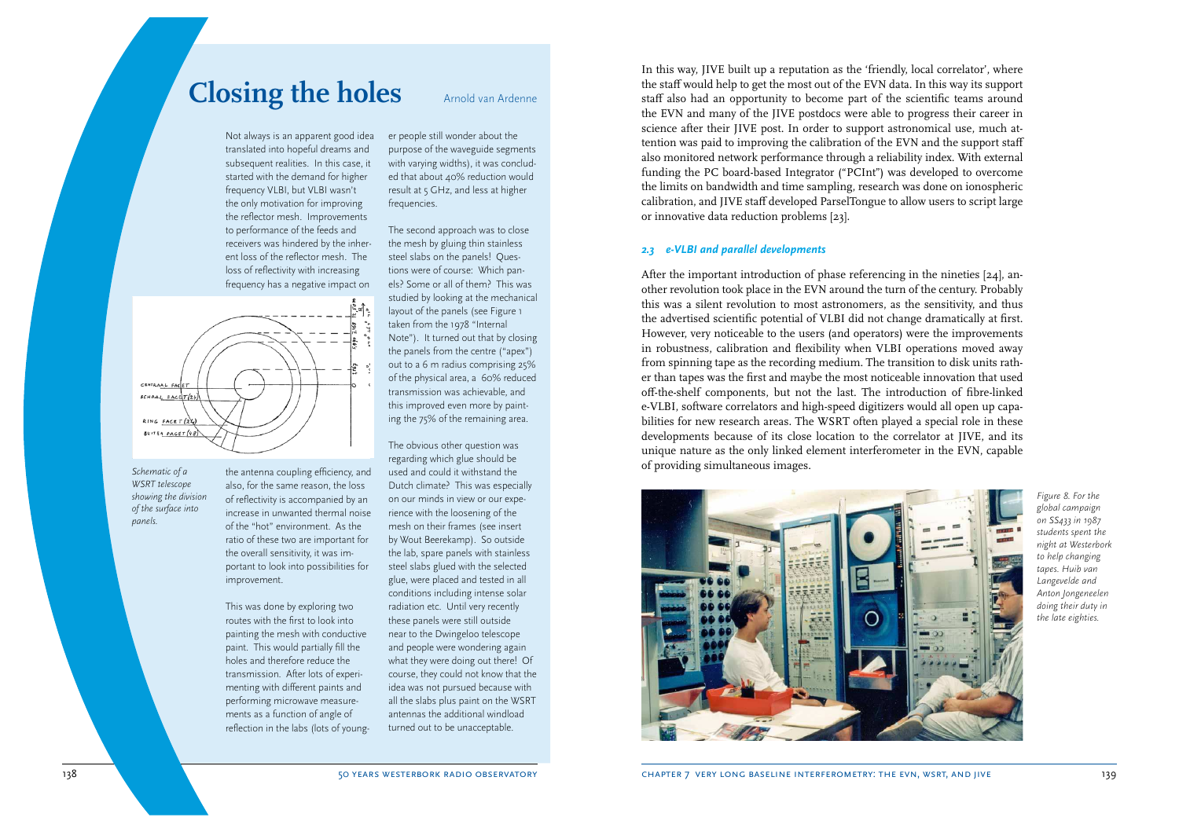# Closing the holes

Arnold van Ardenne

Not always is an apparent good idea translated into hopeful dreams and subsequent realities. In this case, it started with the demand for higher frequency VLBI, but VLBI wasn't the only motivation for improving the reflector mesh. Improvements to performance of the feeds and receivers was hindered by the inherent loss of the reflector mesh. The loss of reflectivity with increasing frequency has a negative impact on the antenna coupling efficiency, and also, for the same reason, the loss of reflectivity is accompanied by an increase in unwanted thermal noise of the "hot" environment. As the ratio of these two are important for the overall sensitivity, it was important to look into possibilities for improvement.

*Schematic of a WSRT telescope showing the division of the surface into panels.*

This was done by exploring two routes with the first to look into painting the mesh with conductive paint. This would partially fill the holes and therefore reduce the transmission. After lots of experimenting with different paints and performing microwave measurements as a function of angle of reflection in the labs (lots of younger people still wonder about the purpose of the waveguide segments with varying widths), it was concluded that about 40% reduction would result at 5 GHz, and less at higher frequencies.

The second approach was to close the mesh by gluing thin stainless steel slabs on the panels! Questions were of course: Which panels? Some or all of them? This was studied by looking at the mechanical layout of the panels (see Figure 1 taken from the 1978 "Internal Note"). It turned out that by closing the panels from the centre ("apex") out to a 6 m radius comprising 25% of the physical area, a 60% reduced transmission was achievable, and this improved even more by painting the 75% of the remaining area.

The obvious other question was regarding which glue should be used and could it withstand the Dutch climate? This was especially on our minds in view or our experience with the loosening of the mesh on their frames (see insert by Wout Beerekamp). So outside the lab, spare panels with stainless steel slabs glued with the selected glue, were placed and tested in all conditions including intense solar radiation etc. Until very recently these panels were still outside near to the Dwingeloo telescope and people were wondering again what they were doing out there! Of course, they could not know that the idea was not pursued because with all the slabs plus paint on the WSRT antennas the additional windload turned out to be unacceptable.

In this way, JIVE built up a reputation as the 'friendly, local correlator', where the staff would help to get the most out of the EVN data. In this way its support staff also had an opportunity to become part of the scientific teams around the EVN and many of the JIVE postdocs were able to progress their career in science after their JIVE post. In order to support astronomical use, much attention was paid to improving the calibration of the EVN and the support staff also monitored network performance through a reliability index. With external funding the PC board-based Integrator ("PCInt") was developed to overcome the limits on bandwidth and time sampling, research was done on ionospheric calibration, and JIVE staff developed ParselTongue to allow users to script large or innovative data reduction problems [23].

### 2.3 e-VLBI and parallel developments

After the important introduction of phase referencing in the nineties [24], another revolution took place in the EVN around the turn of the century. Probably this was a silent revolution to most astronomers, as the sensitivity, and thus the advertised scientific potential of VLBI did not change dramatically at first. However, very noticeable to the users (and operators) were the improvements in robustness, calibration and flexibility when VLBI operations moved away from spinning tape as the recording medium. The transition to disk units rather than tapes was the first and maybe the most noticeable innovation that used off-the-shelf components, but not the last. The introduction of fibre-linked e-VLBI, software correlators and high-speed digitizers would all open up capabilities for new research areas. The WSRT often played a special role in these developments because of its close location to the correlator at JIVE, and its unique nature as the only linked element interferometer in the EVN, capable of providing simultaneous images.

*Figure 8. For the global campaign on SS433 in 1987 students spent the night at Westerbork to help changing tapes. Huib van Langevelde and Anton Jongeneelen doing their duty in the late eighties.*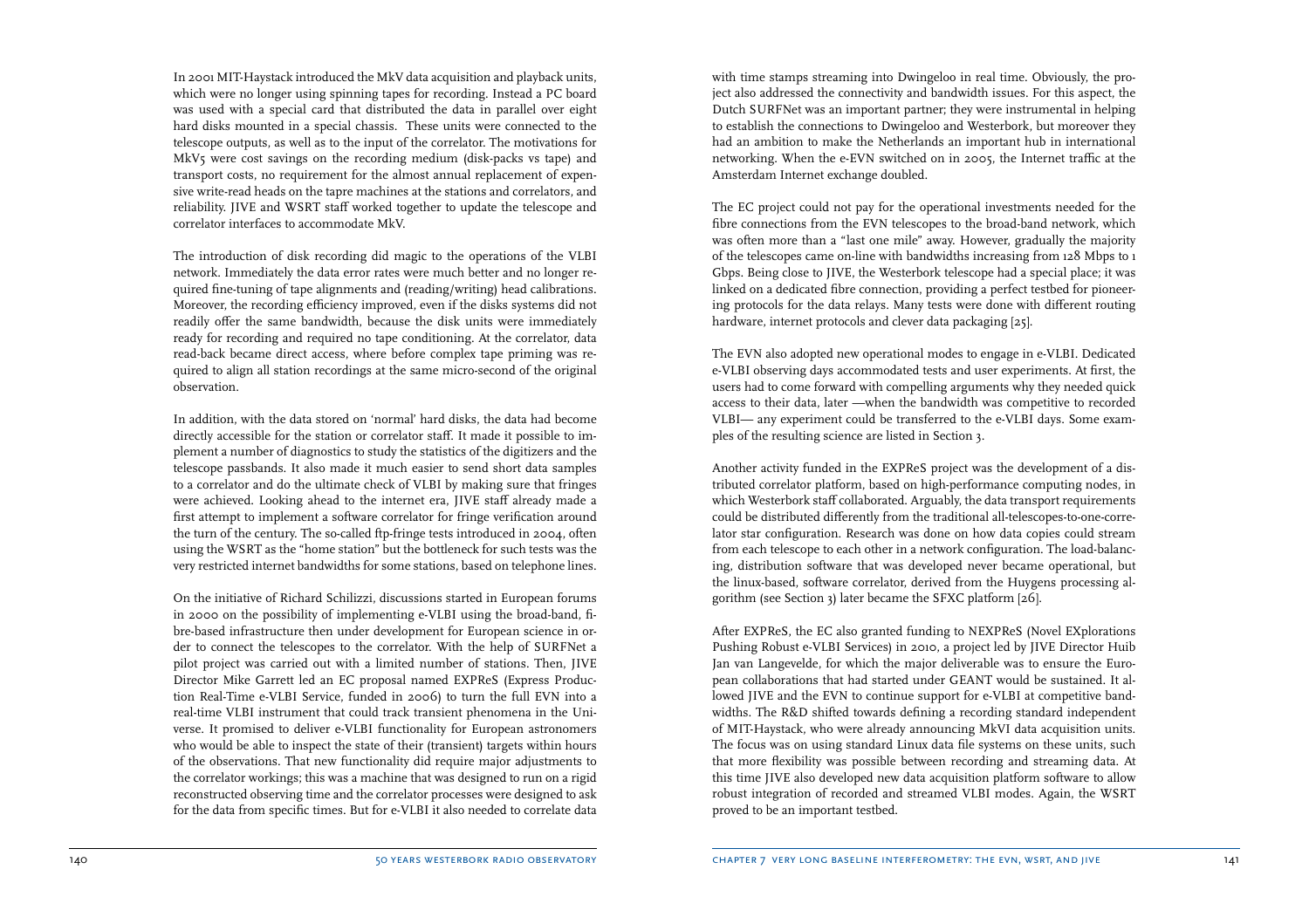In 2001 MIT-Haystack introduced the MkV data acquisition and playback units, which were no longer using spinning tapes for recording. Instead a PC board was used with a special card that distributed the data in parallel over eight hard disks mounted in a special chassis. These units were connected to the telescope outputs, as well as to the input of the correlator. The motivations for MkV5 were cost savings on the recording medium (disk-packs vs tape) and transport costs, no requirement for the almost annual replacement of expensive write-read heads on the tapre machines at the stations and correlators, and reliability. JIVE and WSRT staff worked together to update the telescope and correlator interfaces to accommodate MkV.

The introduction of disk recording did magic to the operations of the VLBI network. Immediately the data error rates were much better and no longer required fine-tuning of tape alignments and (reading/writing) head calibrations. Moreover, the recording efficiency improved, even if the disks systems did not readily offer the same bandwidth, because the disk units were immediately ready for recording and required no tape conditioning. At the correlator, data read-back became direct access, where before complex tape priming was required to align all station recordings at the same micro-second of the original observation.

In addition, with the data stored on 'normal' hard disks, the data had become directly accessible for the station or correlator staff. It made it possible to implement a number of diagnostics to study the statistics of the digitizers and the telescope passbands. It also made it much easier to send short data samples to a correlator and do the ultimate check of VLBI by making sure that fringes were achieved. Looking ahead to the internet era, JIVE staff already made a first attempt to implement a software correlator for fringe verification around the turn of the century. The so-called ftp-fringe tests introduced in 2004, often using the WSRT as the "home station" but the bottleneck for such tests was the very restricted internet bandwidths for some stations, based on telephone lines.

On the initiative of Richard Schilizzi, discussions started in European forums in 2000 on the possibility of implementing e-VLBI using the broad-band, fibre-based infrastructure then under development for European science in order to connect the telescopes to the correlator. With the help of SURFNet a pilot project was carried out with a limited number of stations. Then, JIVE Director Mike Garrett led an EC proposal named EXPReS (Express Production Real-Time e-VLBI Service, funded in 2006) to turn the full EVN into a real-time VLBI instrument that could track transient phenomena in the Universe. It promised to deliver e-VLBI functionality for European astronomers who would be able to inspect the state of their (transient) targets within hours of the observations. That new functionality did require major adjustments to the correlator workings; this was a machine that was designed to run on a rigid reconstructed observing time and the correlator processes were designed to ask for the data from specific times. But for e-VLBI it also needed to correlate data with time stamps streaming into Dwingeloo in real time. Obviously, the project also addressed the connectivity and bandwidth issues. For this aspect, the Dutch SURFNet was an important partner; they were instrumental in helping to establish the connections to Dwingeloo and Westerbork, but moreover they had an ambition to make the Netherlands an important hub in international networking. When the e-EVN switched on in 2005, the Internet traffic at the Amsterdam Internet exchange doubled.

The EC project could not pay for the operational investments needed for the fibre connections from the EVN telescopes to the broad-band network, which was often more than a "last one mile" away. However, gradually the majority of the telescopes came on-line with bandwidths increasing from 128 Mbps to 1 Gbps. Being close to JIVE, the Westerbork telescope had a special place; it was linked on a dedicated fibre connection, providing a perfect testbed for pioneering protocols for the data relays. Many tests were done with different routing hardware, internet protocols and clever data packaging [25].

The EVN also adopted new operational modes to engage in e-VLBI. Dedicated e-VLBI observing days accommodated tests and user experiments. At first, the users had to come forward with compelling arguments why they needed quick access to their data, later —when the bandwidth was competitive to recorded VLBI— any experiment could be transferred to the e-VLBI days. Some examples of the resulting science are listed in Section 3.

Another activity funded in the EXPReS project was the development of a distributed correlator platform, based on high-performance computing nodes, in which Westerbork staff collaborated. Arguably, the data transport requirements could be distributed differently from the traditional all-telescopes-to-one-correlator star configuration. Research was done on how data copies could stream from each telescope to each other in a network configuration. The load-balancing, distribution software that was developed never became operational, but the linux-based, software correlator, derived from the Huygens processing algorithm (see Section 3) later became the SFXC platform [26].

After EXPReS, the EC also granted funding to NEXPReS (Novel EXplorations Pushing Robust e-VLBI Services) in 2010, a project led by JIVE Director Huib Jan van Langevelde, for which the major deliverable was to ensure the European collaborations that had started under GEANT would be sustained. It allowed JIVE and the EVN to continue support for e-VLBI at competitive bandwidths. The R&D shifted towards defining a recording standard independent of MIT-Haystack, who were already announcing MkVI data acquisition units. The focus was on using standard Linux data file systems on these units, such that more flexibility was possible between recording and streaming data. At this time JIVE also developed new data acquisition platform software to allow robust integration of recorded and streamed VLBI modes. Again, the WSRT proved to be an important testbed.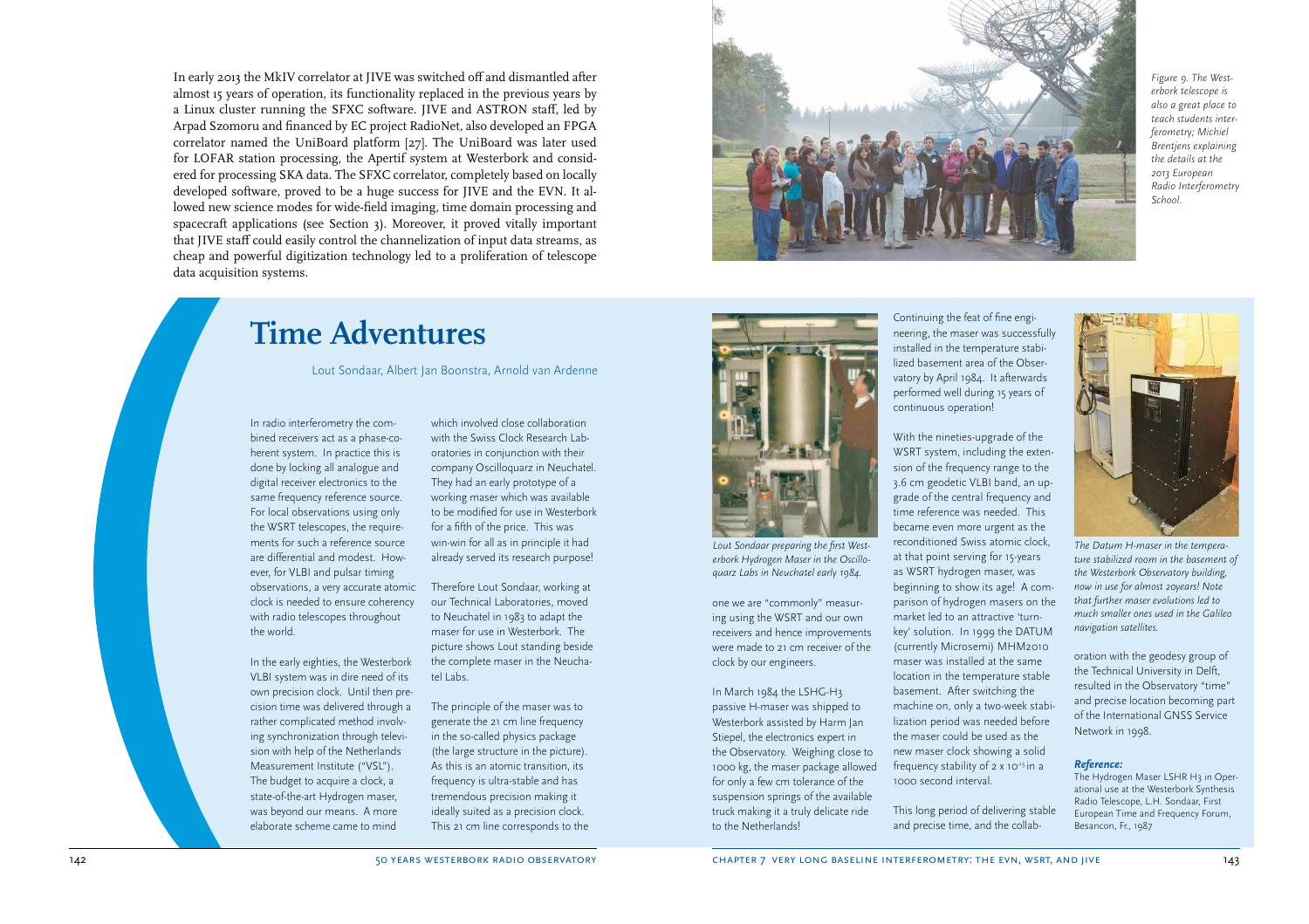In early 2013 the MkIV correlator at JIVE was switched off and dismantled after almost 15 years of operation, its functionality replaced in the previous years by a Linux cluster running the SFXC software. JIVE and ASTRON staff, led by Arpad Szomoru and financed by EC project RadioNet, also developed an FPGA correlator named the UniBoard platform [27]. The UniBoard was later used for LOFAR station processing, the Apertif system at Westerbork and considered for processing SKA data. The SFXC correlator, completely based on locally developed software, proved to be a huge success for JIVE and the EVN. It allowed new science modes for wide-field imaging, time domain processing and spacecraft applications (see Section 3). Moreover, it proved vitally important that JIVE staff could easily control the channelization of input data streams, as cheap and powerful digitization technology led to a proliferation of telescope data acquisition systems.

*Figure 9. The Westerbork telescope is also a great place to teach students interferometry; Michiel Brentjens explaining the details at the 2013 European Radio Interferometry School.*

# Time Adventures

Lout Sondaar, Albert Jan Boonstra, Arnold van Ardenne

In radio interferometry the combined receivers act as a phase-coherent system. In practice this is done by locking all analogue and digital receiver electronics to the same frequency reference source. For local observations using only the WSRT telescopes, the requirements for such a reference source are differential and modest. However, for VLBI and pulsar timing observations, a very accurate atomic clock is needed to ensure coherency with radio telescopes throughout the world.

In the early eighties, the Westerbork VLBI system was in dire need of its own precision clock. Until then precision time was delivered through a rather complicated method involving synchronization through television with help of the Netherlands Measurement Institute ("VSL"). The budget to acquire a clock, a state-of-the-art Hydrogen maser, was beyond our means. A more elaborate scheme came to mind which involved close collaboration with the Swiss Clock Research Laboratories in conjunction with their company Oscilloquarz in Neuchatel. They had an early prototype of a working maser which was available to be modified for use in Westerbork for a fifth of the price. This was win-win for all as in principle it had already served its research purpose!

Therefore Lout Sondaar, working at our Technical Laboratories, moved to Neuchatel in 1983 to adapt the maser for use in Westerbork. The picture shows Lout standing beside the complete maser in the Neuchatel Labs.

The principle of the maser was to generate the 21 cm line frequency in the so-called physics package (the large structure in the picture). As this is an atomic transition, its frequency is ultra-stable and has tremendous precision making it ideally suited as a precision clock. This 21 cm line corresponds to the one we are "commonly" measuring using the WSRT and our own receivers and hence improvements were made to 21 cm receiver of the clock by our engineers.

*Lout Sondaar preparing the first Westerbork Hydrogen Maser in the Oscilloquarz Labs in Neuchatel early 1984.*

In March 1984 the LSHG-H3 passive H-maser was shipped to Westerbork assisted by Harm Jan Stiepel, the electronics expert in the Observatory. Weighing close to 1000 kg, the maser package allowed for only a few cm tolerance of the suspension springs of the available truck making it a truly delicate ride to the Netherlands!

Continuing the feat of fine engineering, the maser was successfully installed in the temperature stabilized basement area of the Observatory by April 1984. It afterwards performed well during 15 years of continuous operation!

With the nineties-upgrade of the WSRT system, including the extension of the frequency range to the 3.6 cm geodetic VLBI band, an upgrade of the central frequency and time reference was needed. This became even more urgent as the reconditioned Swiss atomic clock, at that point serving for 15-years as WSRT hydrogen maser, was beginning to show its age! A comparison of hydrogen masers on the market led to an attractive 'turn-key' solution. In 1999 the DATUM (currently Microsemi) MHM2010 maser was installed at the same location in the temperature stable basement. After switching the machine on, only a two-week stabilization period was needed before the maser could be used as the new maser clock showing a solid frequency stability of $2 \times 10^{-15}$ in a 1000 second interval.

This long period of delivering stable and precise time, and the collaboration with the geodesy group of the Technical University in Delft, resulted in the Observatory "time" and precise location becoming part of the International GNSS Service Network in 1998.

*The Datum H-maser in the temperature stabilized room in the basement of the Westerbork Observatory building, now in use for almost 20years! Note that further maser evolutions led to much smaller ones used in the Galileo navigation satellites.*

***Reference:***

The Hydrogen Maser LSHR H3 in Operational use at the Westerbork Synthesis Radio Telescope, L.H. Sondaar, First European Time and Frequency Forum, Besancon, Fr., 1987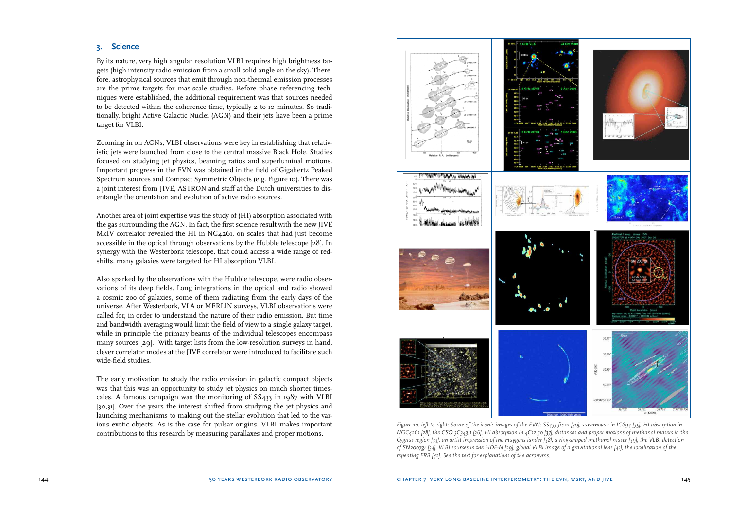## 3. Science

By its nature, very high angular resolution VLBI requires high brightness targets (high intensity radio emission from a small solid angle on the sky). Therefore, astrophysical sources that emit through non-thermal emission processes are the prime targets for mas-scale studies. Before phase referencing techniques were established, the additional requirement was that sources needed to be detected within the coherence time, typically 2 to 10 minutes. So traditionally, bright Active Galactic Nuclei (AGN) and their jets have been a prime target for VLBI.

Zooming in on AGNs, VLBI observations were key in establishing that relativistic jets were launched from close to the central massive Black Hole. Studies focused on studying jet physics, beaming ratios and superluminal motions. Important progress in the EVN was obtained in the field of Gigahertz Peaked Spectrum sources and Compact Symmetric Objects (e.g. Figure 10). There was a joint interest from JIVE, ASTRON and staff at the Dutch universities to disentangle the orientation and evolution of active radio sources.

Another area of joint expertise was the study of (HI) absorption associated with the gas surrounding the AGN. In fact, the first science result with the new JIVE MkIV correlator revealed the HI in NG4261, on scales that had just become accessible in the optical through observations by the Hubble telescope [28]. In synergy with the Westerbork telescope, that could access a wide range of redshifts, many galaxies were targeted for HI absorption VLBI.

Also sparked by the observations with the Hubble telescope, were radio observations of its deep fields. Long integrations in the optical and radio showed a cosmic zoo of galaxies, some of them radiating from the early days of the universe. After Westerbork, VLA or MERLIN surveys, VLBI observations were called for, in order to understand the nature of their radio emission. But time and bandwidth averaging would limit the field of view to a single galaxy target, while in principle the primary beams of the individual telescopes encompass many sources [29]. With target lists from the low-resolution surveys in hand, clever correlator modes at the JIVE correlator were introduced to facilitate such wide-field studies.

The early motivation to study the radio emission in galactic compact objects was that this was an opportunity to study jet physics on much shorter timescales. A famous campaign was the monitoring of SS433 in 1987 with VLBI [30,31]. Over the years the interest shifted from studying the jet physics and launching mechanisms to making out the stellar evolution that led to the various exotic objects. As is the case for pulsar origins, VLBI makes important contributions to this research by measuring parallaxes and proper motions.

*Figure 10. left to right: Some of the iconic images of the EVN: SS433 from [30], supernovae in IC694 [35], HI absorption in NGC4261 [28], the CSO 3C343.1 [36], HI absorption in 4C12.50 [37], distances and proper motions of methanol masers in the Cygnus region [33], an artist impression of the Huygens lander [38], a ring-shaped methanol maser [39], the VLBI detection of SN2007gr [34], VLBI sources in the HDF-N [29], global VLBI image of a gravitational lens [41], the localization of the repeating FRB [42]. See the text for explanations of the acronyms.*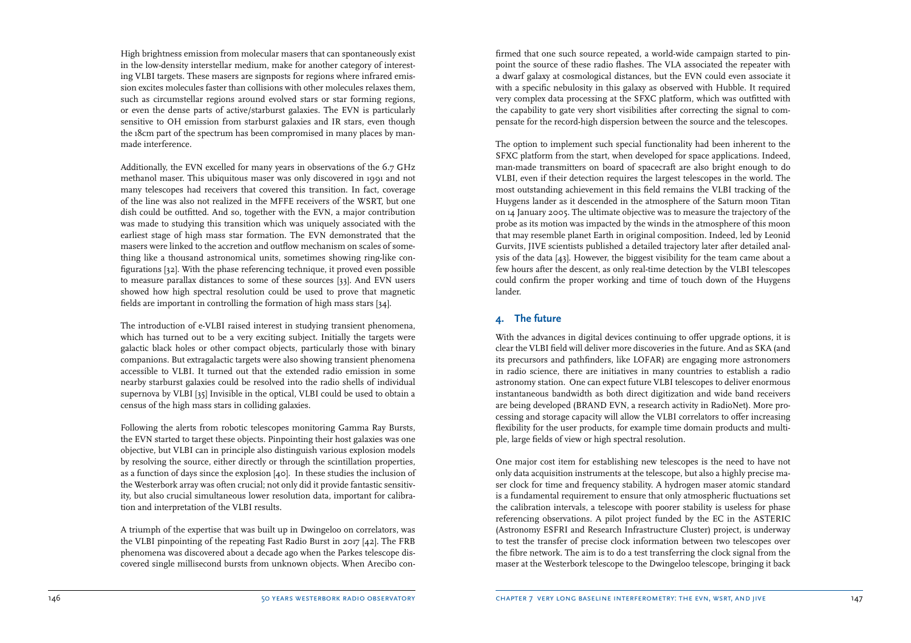High brightness emission from molecular masers that can spontaneously exist in the low-density interstellar medium, make for another category of interesting VLBI targets. These masers are signposts for regions where infrared emission excites molecules faster than collisions with other molecules relaxes them, such as circumstellar regions around evolved stars or star forming regions, or even the dense parts of active/starburst galaxies. The EVN is particularly sensitive to OH emission from starburst galaxies and IR stars, even though the 18cm part of the spectrum has been compromised in many places by man-made interference.

Additionally, the EVN excelled for many years in observations of the 6.7 GHz methanol maser. This ubiquitous maser was only discovered in 1991 and not many telescopes had receivers that covered this transition. In fact, coverage of the line was also not realized in the MFFE receivers of the WSRT, but one dish could be outfitted. And so, together with the EVN, a major contribution was made to studying this transition which was uniquely associated with the earliest stage of high mass star formation. The EVN demonstrated that the masers were linked to the accretion and outflow mechanism on scales of something like a thousand astronomical units, sometimes showing ring-like configurations [32]. With the phase referencing technique, it proved even possible to measure parallax distances to some of these sources [33]. And EVN users showed how high spectral resolution could be used to prove that magnetic fields are important in controlling the formation of high mass stars [34].

The introduction of e-VLBI raised interest in studying transient phenomena, which has turned out to be a very exciting subject. Initially the targets were galactic black holes or other compact objects, particularly those with binary companions. But extragalactic targets were also showing transient phenomena accessible to VLBI. It turned out that the extended radio emission in some nearby starburst galaxies could be resolved into the radio shells of individual supernova by VLBI [35] Invisible in the optical, VLBI could be used to obtain a census of the high mass stars in colliding galaxies.

Following the alerts from robotic telescopes monitoring Gamma Ray Bursts, the EVN started to target these objects. Pinpointing their host galaxies was one objective, but VLBI can in principle also distinguish various explosion models by resolving the source, either directly or through the scintillation properties, as a function of days since the explosion [40]. In these studies the inclusion of the Westerbork array was often crucial; not only did it provide fantastic sensitivity, but also crucial simultaneous lower resolution data, important for calibration and interpretation of the VLBI results.

A triumph of the expertise that was built up in Dwingeloo on correlators, was the VLBI pinpointing of the repeating Fast Radio Burst in 2017 [42]. The FRB phenomena was discovered about a decade ago when the Parkes telescope discovered single millisecond bursts from unknown objects. When Arecibo confirmed that one such source repeated, a world-wide campaign started to pinpoint the source of these radio flashes. The VLA associated the repeater with a dwarf galaxy at cosmological distances, but the EVN could even associate it with a specific nebulosity in this galaxy as observed with Hubble. It required very complex data processing at the SFXC platform, which was outfitted with the capability to gate very short visibilities after correcting the signal to compensate for the record-high dispersion between the source and the telescopes.

The option to implement such special functionality had been inherent to the SFXC platform from the start, when developed for space applications. Indeed, man-made transmitters on board of spacecraft are also bright enough to do VLBI, even if their detection requires the largest telescopes in the world. The most outstanding achievement in this field remains the VLBI tracking of the Huygens lander as it descended in the atmosphere of the Saturn moon Titan on 14 January 2005. The ultimate objective was to measure the trajectory of the probe as its motion was impacted by the winds in the atmosphere of this moon that may resemble planet Earth in original composition. Indeed, led by Leonid Gurvits, JIVE scientists published a detailed trajectory later after detailed analysis of the data [43]. However, the biggest visibility for the team came about a few hours after the descent, as only real-time detection by the VLBI telescopes could confirm the proper working and time of touch down of the Huygens lander.

## 4. The future

With the advances in digital devices continuing to offer upgrade options, it is clear the VLBI field will deliver more discoveries in the future. And as SKA (and its precursors and pathfinders, like LOFAR) are engaging more astronomers in radio science, there are initiatives in many countries to establish a radio astronomy station. One can expect future VLBI telescopes to deliver enormous instantaneous bandwidth as both direct digitization and wide band receivers are being developed (BRAND EVN, a research activity in RadioNet). More processing and storage capacity will allow the VLBI correlators to offer increasing flexibility for the user products, for example time domain products and multiple, large fields of view or high spectral resolution.

One major cost item for establishing new telescopes is the need to have not only data acquisition instruments at the telescope, but also a highly precise maser clock for time and frequency stability. A hydrogen maser atomic standard is a fundamental requirement to ensure that only atmospheric fluctuations set the calibration intervals, a telescope with poorer stability is useless for phase referencing observations. A pilot project funded by the EC in the ASTERIC (Astronomy ESFRI and Research Infrastructure Cluster) project, is underway to test the transfer of precise clock information between two telescopes over the fibre network. The aim is to do a test transferring the clock signal from the maser at the Westerbork telescope to the Dwingeloo telescope, bringing it back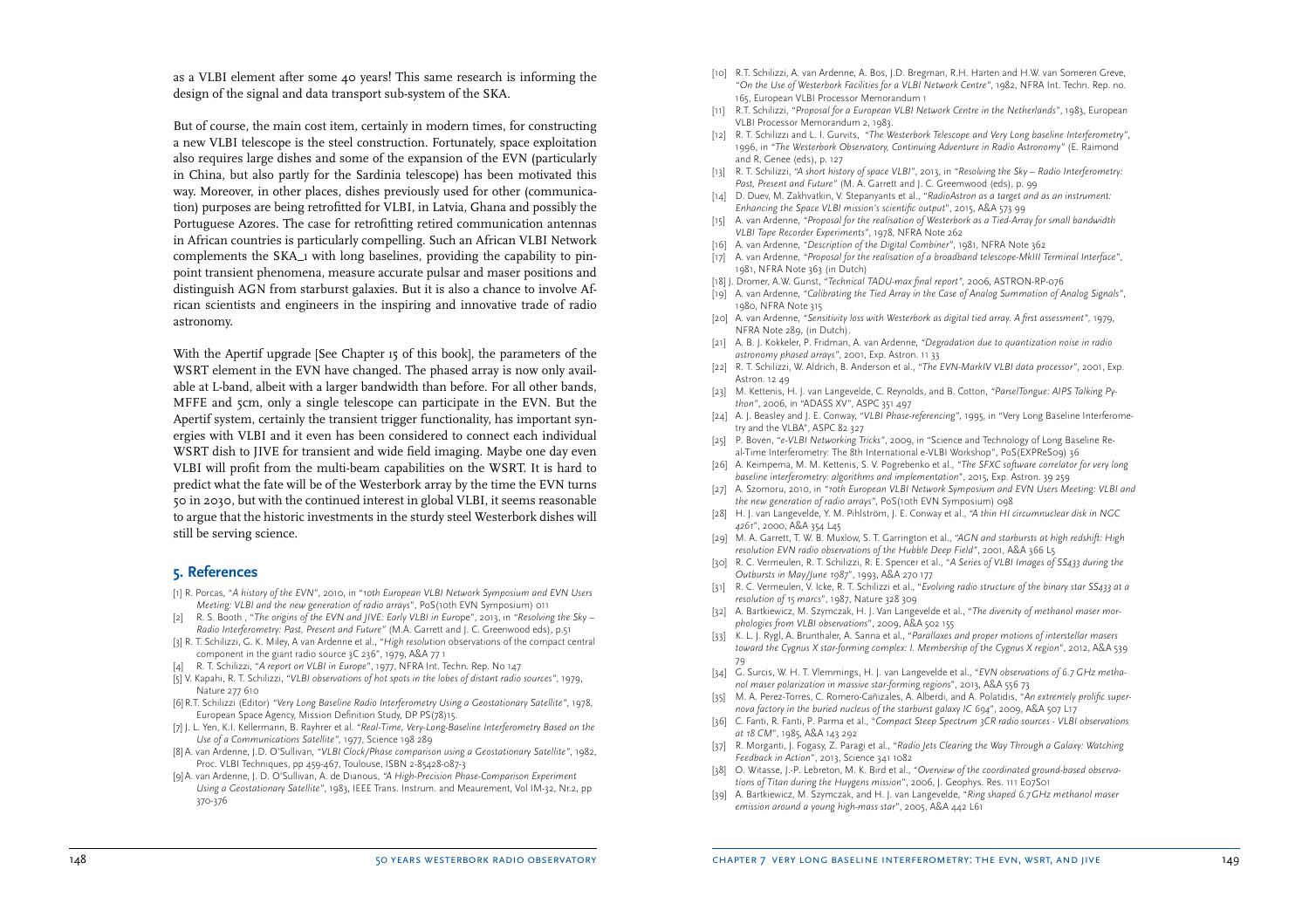as a VLBI element after some 40 years! This same research is informing the design of the signal and data transport sub-system of the SKA.

But of course, the main cost item, certainly in modern times, for constructing a new VLBI telescope is the steel construction. Fortunately, space exploitation also requires large dishes and some of the expansion of the EVN (particularly in China, but also partly for the Sardinia telescope) has been motivated this way. Moreover, in other places, dishes previously used for other (communication) purposes are being retrofitted for VLBI, in Latvia, Ghana and possibly the Portuguese Azores. The case for retrofitting retired communication antennas in African countries is particularly compelling. Such an African VLBI Network complements the SKA_1 with long baselines, providing the capability to pinpoint transient phenomena, measure accurate pulsar and maser positions and distinguish AGN from starburst galaxies. But it is also a chance to involve African scientists and engineers in the inspiring and innovative trade of radio astronomy.

With the Apertif upgrade [See Chapter 15 of this book], the parameters of the WSRT element in the EVN have changed. The phased array is now only available at L-band, albeit with a larger bandwidth than before. For all other bands, MFFE and 5cm, only a single telescope can participate in the EVN. But the Apertif system, certainly the transient trigger functionality, has important synergies with VLBI and it even has been considered to connect each individual WSRT dish to JIVE for transient and wide field imaging. Maybe one day even VLBI will profit from the multi-beam capabilities on the WSRT. It is hard to predict what the fate will be of the Westerbork array by the time the EVN turns 50 in 2030, but with the continued interest in global VLBI, it seems reasonable to argue that the historic investments in the sturdy steel Westerbork dishes will still be serving science.

## 5. References

[1] R. Porcas, *"A history of the EVN"*, 2010, in *"10th European VLBI Network Symposium and EVN Users Meeting: VLBI and the new generation of radio arrays"*, PoS(10th EVN Symposium) 011

[2] R. S. Booth , *"The origins of the EVN and JIVE: Early VLBI in Europe"*, 2013, in *"Resolving the Sky – Radio Interferometry: Past, Present and Future"* (M.A. Garrett and J. C. Greenwood eds), p.51

[3] R. T. Schilizzi, G. K. Miley, A van Ardenne et al., *"High resolution observations of the compact central component in the giant radio source 3C 236"*, 1979, A&A 77 1

[4] R. T. Schilizzi, *"A report on VLBI in Europe"*, 1977, NFRA Int. Techn. Rep. No 147

[5] V. Kapahi, R. T. Schilizzi, *"VLBI observations of hot spots in the lobes of distant radio sources"*, 1979, Nature 277 610

[6] R.T. Schilizzi (Editor) *"Very Long Baseline Radio Interferometry Using a Geostationary Satellite"*, 1978, European Space Agency, Mission Definition Study, DP PS(78)15.

[7] J. L. Yen, K.I. Kellermann, B. Rayhrer et al. *"Real-Time, Very-Long-Baseline Interferometry Based on the Use of a Communications Satellite"*, 1977, Science 198 289

[8] A. van Ardenne, J.D. O'Sullivan, *"VLBI Clock/Phase comparison using a Geostationary Satellite"*, 1982, Proc. VLBI Techniques, pp 459-467, Toulouse, ISBN 2-85428-087-3

[9] A. van Ardenne, J. D. O'Sullivan, A. de Dianous, *"A High-Precision Phase-Comparison Experiment Using a Geostationary Satellite"*, 1983, IEEE Trans. Instrum. and Meaurement, Vol IM-32, Nr.2, pp 370-376

[10] R.T. Schilizzi, A. van Ardenne, A. Bos, J.D. Bregman, R.H. Harten and H.W. van Someren Greve, *"On the Use of Westerbork Facilities for a VLBI Network Centre"*, 1982, NFRA Int. Techn. Rep. no. 165, European VLBI Processor Memorandum 1

[11] R.T. Schilizzi, *"Proposal for a European VLBI Network Centre in the Netherlands"*, 1983, European VLBI Processor Memorandum 2, 1983.

[12] R. T. Schilizzi and L. I. Gurvits, *"The Westerbork Telescope and Very Long baseline Interferometry"*, 1996, in *"The Westerbork Observatory, Continuing Adventure in Radio Astronomy"* (E. Raimond and R, Genee (eds), p. 127

[13] R. T. Schilizzi, *"A short history of space VLBI"*, 2013, in *"Resolving the Sky – Radio Interferometry: Past, Present and Future"* (M. A. Garrett and J. C. Greenwood (eds), p. 99

[14] D. Duev, M. Zakhvatkin, V. Stepanyants et al., *"RadioAstron as a target and as an instrument: Enhancing the Space VLBI mission's scientific output"*, 2015, A&A 573 99

[15] A. van Ardenne, *"Proposal for the realisation of Westerbork as a Tied-Array for small bandwidth VLBI Tape Recorder Experiments"*, 1978, NFRA Note 262

[16] A. van Ardenne, *"Description of the Digital Combiner"*, 1981, NFRA Note 362

[17] A. van Ardenne, *"Proposal for the realisation of a broadband telescope-MkIII Terminal Interface"*, 1981, NFRA Note 363 (in Dutch)

[18] J. Dromer, A.W. Gunst, *"Technical TADU-max final report"*, 2006, ASTRON-RP-076

[19] A. van Ardenne, *"Calibrating the Tied Array in the Case of Analog Summation of Analog Signals"*, 1980, NFRA Note 315

[20] A. van Ardenne, *"Sensitivity loss with Westerbork as digital tied array. A first assessment"*, 1979, NFRA Note 289, (in Dutch).

[21] A. B. J. Kokkeler, P. Fridman, A. van Ardenne, *"Degradation due to quantization noise in radio astronomy phased arrays"*, 2001, Exp. Astron. 11 33

[22] R. T. Schilizzi, W. Aldrich, B. Anderson et al., *"The EVN-MarkIV VLBI data processor"*, 2001, Exp. Astron. 12 49

[23] M. Kettenis, H. J. van Langevelde, C. Reynolds, and B. Cotton, *"ParselTongue: AIPS Talking Python"*, 2006, in "ADASS XV", ASPC 351 497

[24] A. J. Beasley and J. E. Conway, *"VLBI Phase-referencing"*, 1995, in "Very Long Baseline Interferometry and the VLBA", ASPC 82 327

[25] P. Boven, *"e-VLBI Networking Tricks"*, 2009, in "Science and Technology of Long Baseline Real-Time Interferometry: The 8th International e-VLBI Workshop", PoS(EXPReS09) 36

[26] A. Keimpema, M. M. Kettenis, S. V. Pogrebenko et al., *"The SFXC software correlator for very long baseline interferometry: algorithms and implementation"*, 2015, Exp. Astron. 39 259

[27] A. Szomoru, 2010, in *"10th European VLBI Network Symposium and EVN Users Meeting: VLBI and the new generation of radio arrays"*, PoS(10th EVN Symposium) 098

[28] H. J. van Langevelde, Y. M. Pihlström, J. E. Conway et al., *"A thin HI circumnuclear disk in NGC 4261"*, 2000, A&A 354 L45

[29] M. A. Garrett, T. W. B. Muxlow, S. T. Garrington et al., *"AGN and starbursts at high redshift: High resolution EVN radio observations of the Hubble Deep Field"*, 2001, A&A 366 L5

[30] R. C. Vermeulen, R. T. Schilizzi, R. E. Spencer et al., *"A Series of VLBI Images of SS433 during the Outbursts in May/June 1987"*, 1993, A&A 270 177

[31] R. C. Vermeulen, V. Icke, R. T. Schilizzi et al., *"Evolving radio structure of the binary star SS433 at a resolution of 15 marcs"*, 1987, Nature 328 309

[32] A. Bartkiewicz, M. Szymczak, H. J. Van Langevelde et al., *"The diversity of methanol maser morphologies from VLBI observations"*, 2009, A&A 502 155

[33] K. L. J. Rygl, A. Brunthaler, A. Sanna et al., *"Parallaxes and proper motions of interstellar masers toward the Cygnus X star-forming complex: I. Membership of the Cygnus X region"*, 2012, A&A 539 79

[34] G. Surcis, W. H. T. Vlemmings, H. J. van Langevelde et al., *"EVN observations of 6.7 GHz methanol maser polarization in massive star-forming regions"*, 2013, A&A 556 73

[35] M. A. Perez-Torres, C. Romero-Cañizales, A. Alberdi, and A. Polatidis, *"An extremely prolific supernova factory in the buried nucleus of the starburst galaxy IC 694"*, 2009, A&A 507 L17

[36] C. Fanti, R. Fanti, P. Parma et al., *"Compact Steep Spectrum 3CR radio sources - VLBI observations at 18 CM"*, 1985, A&A 143 292

[37] R. Morganti, L. Fogasy, Z. Paragi et al., *"Radio Jets Clearing the Way Through a Galaxy: Watching Feedback in Action"*, 2013, Science 341 1082

[38] O. Witasse, J.-P. Lebreton, M. K. Bird et al., *"Overview of the coordinated ground-based observations of Titan during the Huygens mission"*, 2006, J. Geophys. Res. 111 E07S01

[39] A. Bartkiewicz, M. Szymczak, and H. J. van Langevelde, *"Ring shaped 6.7GHz methanol maser emission around a young high-mass star"*, 2005, A&A 442 L61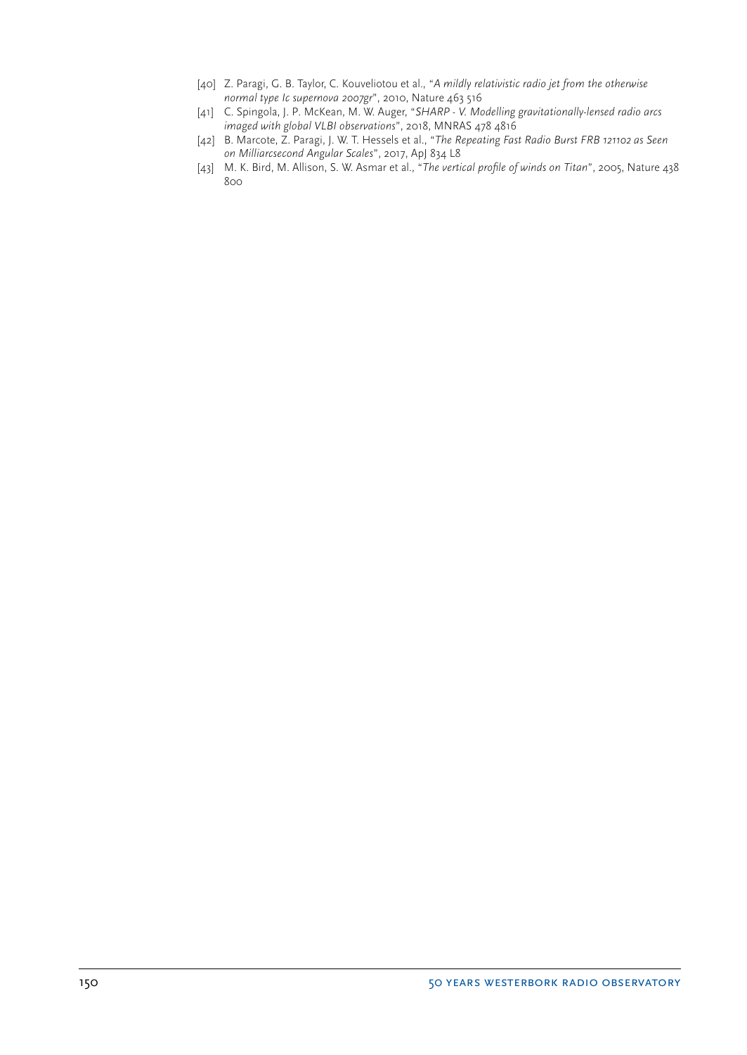[40] Z. Paragi, G. B. Taylor, C. Kouveliotou et al., "*A mildly relativistic radio jet from the otherwise normal type Ic supernova 2007gr*", 2010, Nature 463 516

[41] C. Spingola, J. P. McKean, M. W. Auger, "*SHARP - V. Modelling gravitationally-lensed radio arcs imaged with global VLBI observations*", 2018, MNRAS 478 4816

[42] B. Marcote, Z. Paragi, J. W. T. Hessels et al., "*The Repeating Fast Radio Burst FRB 121102 as Seen on Milliarcsecond Angular Scales*", 2017, ApJ 834 L8

[43] M. K. Bird, M. Allison, S. W. Asmar et al., "*The vertical profile of winds on Titan*", 2005, Nature 438 800